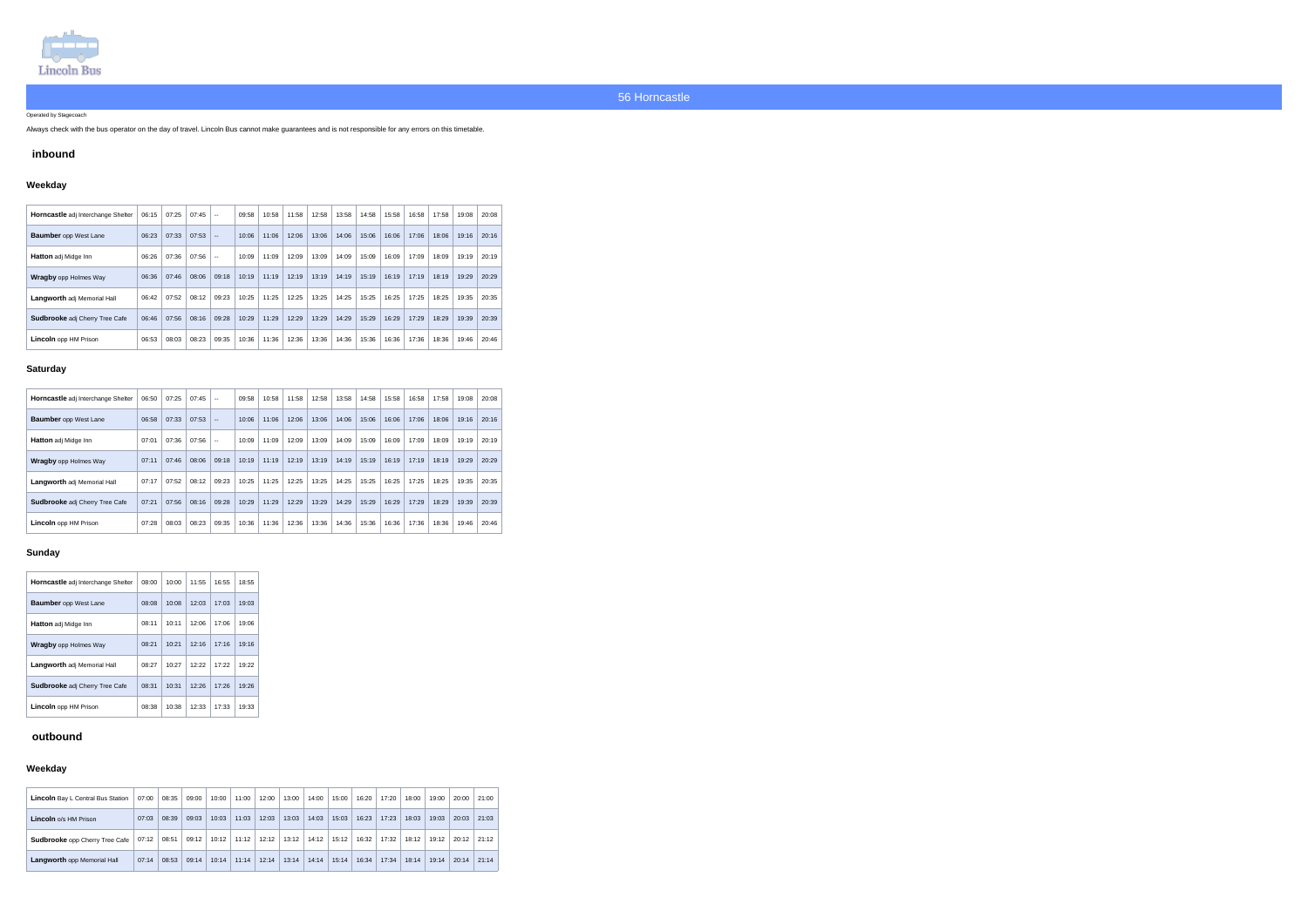Lincoln Bus

# 56 Horncastle

Operated by Stagecoach

Always check with the bus operator on the day of travel. Lincoln Bus cannot make guarantees and is not responsible for any errors on this timetable.

## inbound

### Weekday

| | | | | | | | | | | | | | | | | | |
|---|---|---|---|---|---|---|---|---|---|---|---|---|---|---|---|---|---|
| **Horncastle** adj Interchange Shelter | 06:15 | 07:25 | 07:45 | -- | 09:58 | 10:58 | 11:58 | 12:58 | 13:58 | 14:58 | 15:58 | 16:58 | 17:58 | 19:08 | 20:08 |
| **Baumber** opp West Lane | 06:23 | 07:33 | 07:53 | -- | 10:06 | 11:06 | 12:06 | 13:06 | 14:06 | 15:06 | 16:06 | 17:06 | 18:06 | 19:16 | 20:16 |
| **Hatton** adj Midge Inn | 06:26 | 07:36 | 07:56 | -- | 10:09 | 11:09 | 12:09 | 13:09 | 14:09 | 15:09 | 16:09 | 17:09 | 18:09 | 19:19 | 20:19 |
| **Wragby** opp Holmes Way | 06:36 | 07:46 | 08:06 | 09:18 | 10:19 | 11:19 | 12:19 | 13:19 | 14:19 | 15:19 | 16:19 | 17:19 | 18:19 | 19:29 | 20:29 |
| **Langworth** adj Memorial Hall | 06:42 | 07:52 | 08:12 | 09:23 | 10:25 | 11:25 | 12:25 | 13:25 | 14:25 | 15:25 | 16:25 | 17:25 | 18:25 | 19:35 | 20:35 |
| **Sudbrooke** adj Cherry Tree Cafe | 06:46 | 07:56 | 08:16 | 09:28 | 10:29 | 11:29 | 12:29 | 13:29 | 14:29 | 15:29 | 16:29 | 17:29 | 18:29 | 19:39 | 20:39 |
| **Lincoln** opp HM Prison | 06:53 | 08:03 | 08:23 | 09:35 | 10:36 | 11:36 | 12:36 | 13:36 | 14:36 | 15:36 | 16:36 | 17:36 | 18:36 | 19:46 | 20:46 |

### Saturday

| | | | | | | | | | | | | | | | |
|---|---|---|---|---|---|---|---|---|---|---|---|---|---|---|---|
| **Horncastle** adj Interchange Shelter | 06:50 | 07:25 | 07:45 | -- | 09:58 | 10:58 | 11:58 | 12:58 | 13:58 | 14:58 | 15:58 | 16:58 | 17:58 | 19:08 | 20:08 |
| **Baumber** opp West Lane | 06:58 | 07:33 | 07:53 | -- | 10:06 | 11:06 | 12:06 | 13:06 | 14:06 | 15:06 | 16:06 | 17:06 | 18:06 | 19:16 | 20:16 |
| **Hatton** adj Midge Inn | 07:01 | 07:36 | 07:56 | -- | 10:09 | 11:09 | 12:09 | 13:09 | 14:09 | 15:09 | 16:09 | 17:09 | 18:09 | 19:19 | 20:19 |
| **Wragby** opp Holmes Way | 07:11 | 07:46 | 08:06 | 09:18 | 10:19 | 11:19 | 12:19 | 13:19 | 14:19 | 15:19 | 16:19 | 17:19 | 18:19 | 19:29 | 20:29 |
| **Langworth** adj Memorial Hall | 07:17 | 07:52 | 08:12 | 09:23 | 10:25 | 11:25 | 12:25 | 13:25 | 14:25 | 15:25 | 16:25 | 17:25 | 18:25 | 19:35 | 20:35 |
| **Sudbrooke** adj Cherry Tree Cafe | 07:21 | 07:56 | 08:16 | 09:28 | 10:29 | 11:29 | 12:29 | 13:29 | 14:29 | 15:29 | 16:29 | 17:29 | 18:29 | 19:39 | 20:39 |
| **Lincoln** opp HM Prison | 07:28 | 08:03 | 08:23 | 09:35 | 10:36 | 11:36 | 12:36 | 13:36 | 14:36 | 15:36 | 16:36 | 17:36 | 18:36 | 19:46 | 20:46 |

### Sunday

| | | | | | |
|---|---|---|---|---|---|
| **Horncastle** adj Interchange Shelter | 08:00 | 10:00 | 11:55 | 16:55 | 18:55 |
| **Baumber** opp West Lane | 08:08 | 10:08 | 12:03 | 17:03 | 19:03 |
| **Hatton** adj Midge Inn | 08:11 | 10:11 | 12:06 | 17:06 | 19:06 |
| **Wragby** opp Holmes Way | 08:21 | 10:21 | 12:16 | 17:16 | 19:16 |
| **Langworth** adj Memorial Hall | 08:27 | 10:27 | 12:22 | 17:22 | 19:22 |
| **Sudbrooke** adj Cherry Tree Cafe | 08:31 | 10:31 | 12:26 | 17:26 | 19:26 |
| **Lincoln** opp HM Prison | 08:38 | 10:38 | 12:33 | 17:33 | 19:33 |

## outbound

### Weekday

| | | | | | | | | | | | | | | | |
|---|---|---|---|---|---|---|---|---|---|---|---|---|---|---|---|
| **Lincoln** Bay L Central Bus Station | 07:00 | 08:35 | 09:00 | 10:00 | 11:00 | 12:00 | 13:00 | 14:00 | 15:00 | 16:20 | 17:20 | 18:00 | 19:00 | 20:00 | 21:00 |
| **Lincoln** o/s HM Prison | 07:03 | 08:39 | 09:03 | 10:03 | 11:03 | 12:03 | 13:03 | 14:03 | 15:03 | 16:23 | 17:23 | 18:03 | 19:03 | 20:03 | 21:03 |
| **Sudbrooke** opp Cherry Tree Cafe | 07:12 | 08:51 | 09:12 | 10:12 | 11:12 | 12:12 | 13:12 | 14:12 | 15:12 | 16:32 | 17:32 | 18:12 | 19:12 | 20:12 | 21:12 |
| **Langworth** opp Memorial Hall | 07:14 | 08:53 | 09:14 | 10:14 | 11:14 | 12:14 | 13:14 | 14:14 | 15:14 | 16:34 | 17:34 | 18:14 | 19:14 | 20:14 | 21:14 |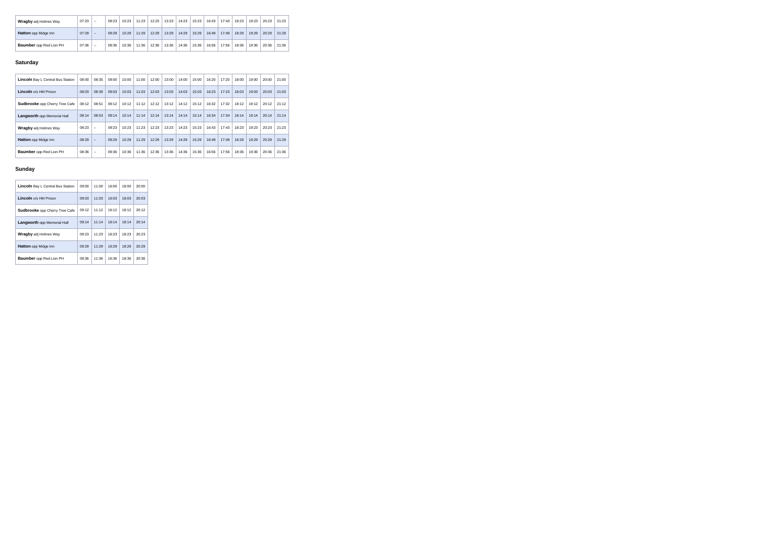| | | | | | | | | | | | | | | | |
|---|---|---|---|---|---|---|---|---|---|---|---|---|---|---|---|
| **Wragby** adj Holmes Way | 07:23 | -- | 09:23 | 10:23 | 11:23 | 12:23 | 13:23 | 14:23 | 15:23 | 16:43 | 17:43 | 18:23 | 19:23 | 20:23 | 21:23 |
| **Hatton** opp Midge Inn | 07:29 | -- | 09:29 | 10:29 | 11:29 | 12:29 | 13:29 | 14:29 | 15:29 | 16:49 | 17:49 | 18:29 | 19:29 | 20:29 | 21:29 |
| **Baumber** opp Red Lion PH | 07:36 | -- | 09:36 | 10:36 | 11:36 | 12:36 | 13:36 | 14:36 | 15:36 | 16:56 | 17:56 | 18:36 | 19:36 | 20:36 | 21:36 |

### Saturday

| | | | | | | | | | | | | | | | |
|---|---|---|---|---|---|---|---|---|---|---|---|---|---|---|---|
| **Lincoln** Bay L Central Bus Station | 08:00 | 08:35 | 09:00 | 10:00 | 11:00 | 12:00 | 13:00 | 14:00 | 15:00 | 16:20 | 17:20 | 18:00 | 19:00 | 20:00 | 21:00 |
| **Lincoln** o/s HM Prison | 08:03 | 08:39 | 09:03 | 10:03 | 11:03 | 12:03 | 13:03 | 14:03 | 15:03 | 16:23 | 17:23 | 18:03 | 19:03 | 20:03 | 21:03 |
| **Sudbrooke** opp Cherry Tree Cafe | 08:12 | 08:51 | 09:12 | 10:12 | 11:12 | 12:12 | 13:12 | 14:12 | 15:12 | 16:32 | 17:32 | 18:12 | 19:12 | 20:12 | 21:12 |
| **Langworth** opp Memorial Hall | 08:14 | 08:53 | 09:14 | 10:14 | 11:14 | 12:14 | 13:14 | 14:14 | 15:14 | 16:34 | 17:34 | 18:14 | 19:14 | 20:14 | 21:14 |
| **Wragby** adj Holmes Way | 08:23 | -- | 09:23 | 10:23 | 11:23 | 12:23 | 13:23 | 14:23 | 15:23 | 16:43 | 17:43 | 18:23 | 19:23 | 20:23 | 21:23 |
| **Hatton** opp Midge Inn | 08:29 | -- | 09:29 | 10:29 | 11:29 | 12:29 | 13:29 | 14:29 | 15:29 | 16:49 | 17:49 | 18:29 | 19:29 | 20:29 | 21:29 |
| **Baumber** opp Red Lion PH | 08:36 | -- | 09:36 | 10:36 | 11:36 | 12:36 | 13:36 | 14:36 | 15:36 | 16:56 | 17:56 | 18:36 | 19:36 | 20:36 | 21:36 |

### Sunday

| | | | | | |
|---|---|---|---|---|---|
| **Lincoln** Bay L Central Bus Station | 09:00 | 11:00 | 16:00 | 18:00 | 20:00 |
| **Lincoln** o/s HM Prison | 09:03 | 11:03 | 16:03 | 18:03 | 20:03 |
| **Sudbrooke** opp Cherry Tree Cafe | 09:12 | 11:12 | 16:12 | 18:12 | 20:12 |
| **Langworth** opp Memorial Hall | 09:14 | 11:14 | 16:14 | 18:14 | 20:14 |
| **Wragby** adj Holmes Way | 09:23 | 11:23 | 16:23 | 18:23 | 20:23 |
| **Hatton** opp Midge Inn | 09:29 | 11:29 | 16:29 | 18:29 | 20:29 |
| **Baumber** opp Red Lion PH | 09:36 | 11:36 | 16:36 | 18:36 | 20:36 |